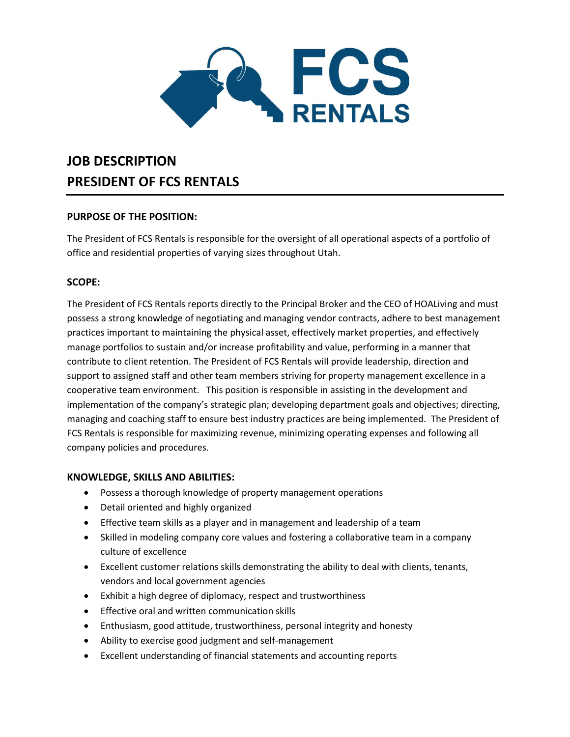# JOB DESCRIPTION
# PRESIDENT OF FCS RENTALS

## PURPOSE OF THE POSITION:

The President of FCS Rentals is responsible for the oversight of all operational aspects of a portfolio of office and residential properties of varying sizes throughout Utah.

## SCOPE:

The President of FCS Rentals reports directly to the Principal Broker and the CEO of HOALiving and must possess a strong knowledge of negotiating and managing vendor contracts, adhere to best management practices important to maintaining the physical asset, effectively market properties, and effectively manage portfolios to sustain and/or increase profitability and value, performing in a manner that contribute to client retention. The President of FCS Rentals will provide leadership, direction and support to assigned staff and other team members striving for property management excellence in a cooperative team environment. This position is responsible in assisting in the development and implementation of the company's strategic plan; developing department goals and objectives; directing, managing and coaching staff to ensure best industry practices are being implemented. The President of FCS Rentals is responsible for maximizing revenue, minimizing operating expenses and following all company policies and procedures.

## KNOWLEDGE, SKILLS AND ABILITIES:

- Possess a thorough knowledge of property management operations
- Detail oriented and highly organized
- Effective team skills as a player and in management and leadership of a team
- Skilled in modeling company core values and fostering a collaborative team in a company culture of excellence
- Excellent customer relations skills demonstrating the ability to deal with clients, tenants, vendors and local government agencies
- Exhibit a high degree of diplomacy, respect and trustworthiness
- Effective oral and written communication skills
- Enthusiasm, good attitude, trustworthiness, personal integrity and honesty
- Ability to exercise good judgment and self-management
- Excellent understanding of financial statements and accounting reports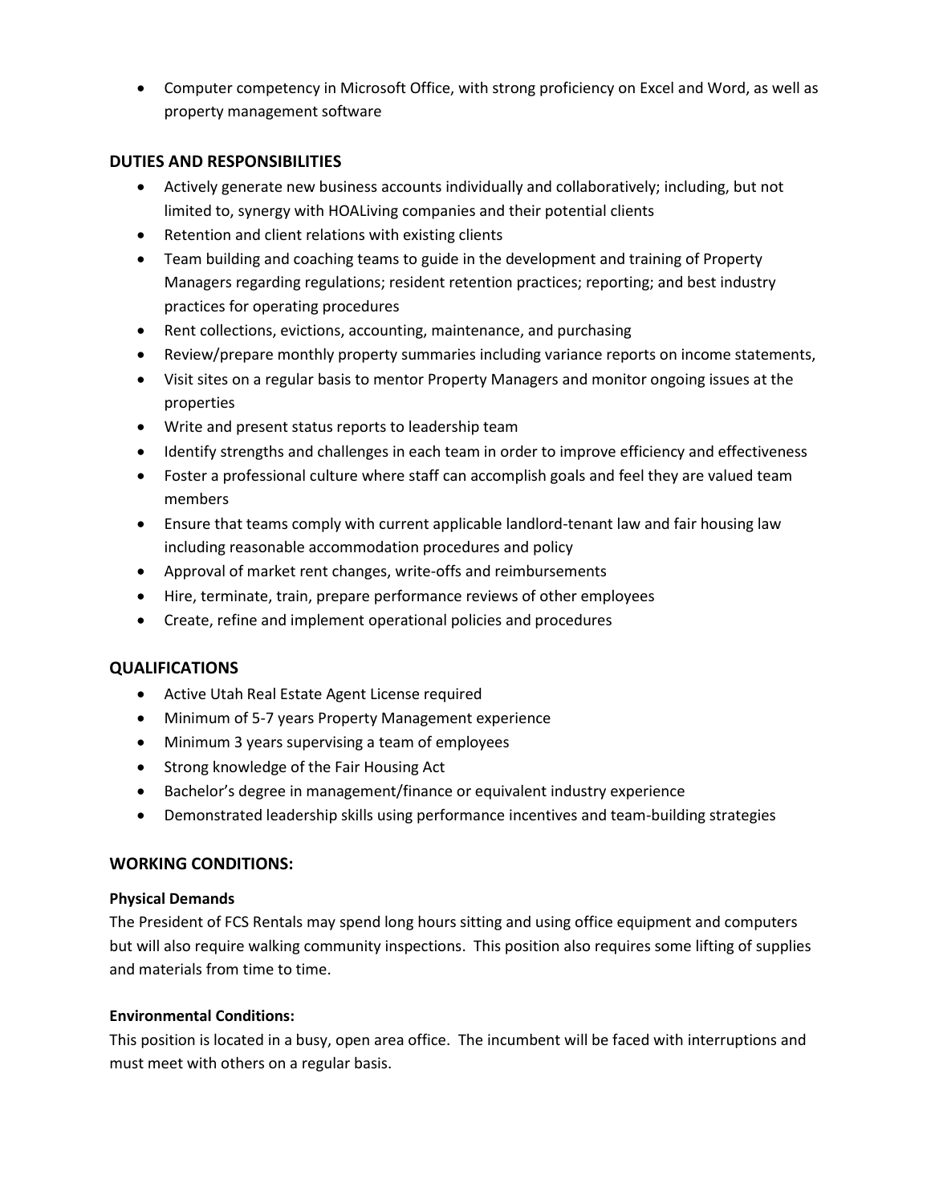- Computer competency in Microsoft Office, with strong proficiency on Excel and Word, as well as property management software

## DUTIES AND RESPONSIBILITIES

- Actively generate new business accounts individually and collaboratively; including, but not limited to, synergy with HOALiving companies and their potential clients
- Retention and client relations with existing clients
- Team building and coaching teams to guide in the development and training of Property Managers regarding regulations; resident retention practices; reporting; and best industry practices for operating procedures
- Rent collections, evictions, accounting, maintenance, and purchasing
- Review/prepare monthly property summaries including variance reports on income statements,
- Visit sites on a regular basis to mentor Property Managers and monitor ongoing issues at the properties
- Write and present status reports to leadership team
- Identify strengths and challenges in each team in order to improve efficiency and effectiveness
- Foster a professional culture where staff can accomplish goals and feel they are valued team members
- Ensure that teams comply with current applicable landlord-tenant law and fair housing law including reasonable accommodation procedures and policy
- Approval of market rent changes, write-offs and reimbursements
- Hire, terminate, train, prepare performance reviews of other employees
- Create, refine and implement operational policies and procedures

## QUALIFICATIONS

- Active Utah Real Estate Agent License required
- Minimum of 5-7 years Property Management experience
- Minimum 3 years supervising a team of employees
- Strong knowledge of the Fair Housing Act
- Bachelor's degree in management/finance or equivalent industry experience
- Demonstrated leadership skills using performance incentives and team-building strategies

## WORKING CONDITIONS:

**Physical Demands**

The President of FCS Rentals may spend long hours sitting and using office equipment and computers but will also require walking community inspections. This position also requires some lifting of supplies and materials from time to time.

**Environmental Conditions:**

This position is located in a busy, open area office. The incumbent will be faced with interruptions and must meet with others on a regular basis.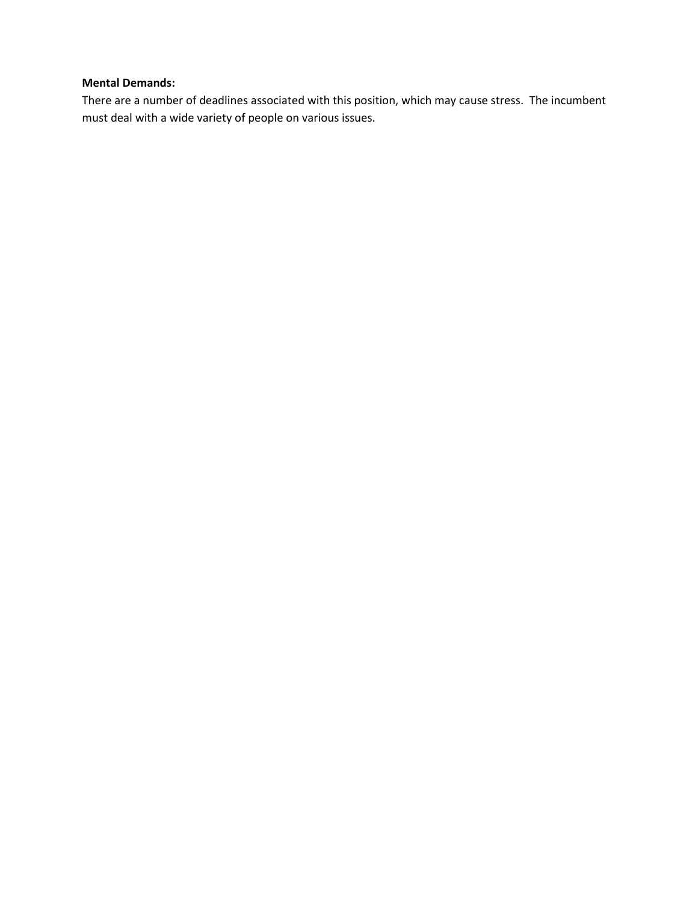**Mental Demands:**

There are a number of deadlines associated with this position, which may cause stress. The incumbent must deal with a wide variety of people on various issues.